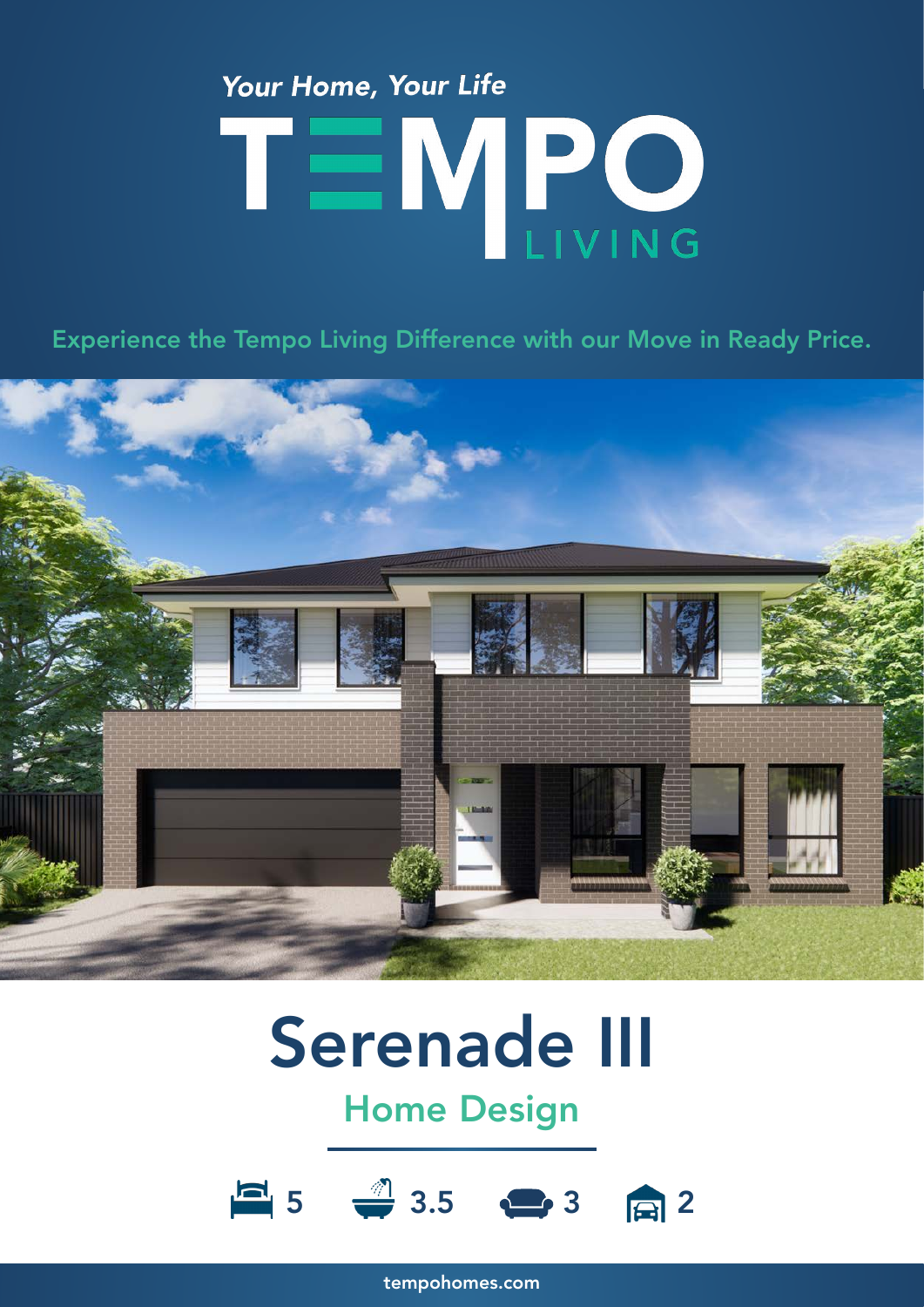*Your Home, Your Life*

# TEMPO LIVING

Experience the Tempo Living Difference with our Move in Ready Price.

# Serenade III

## Home Design

5 | 3.5 | 3 | 2

tempohomes.com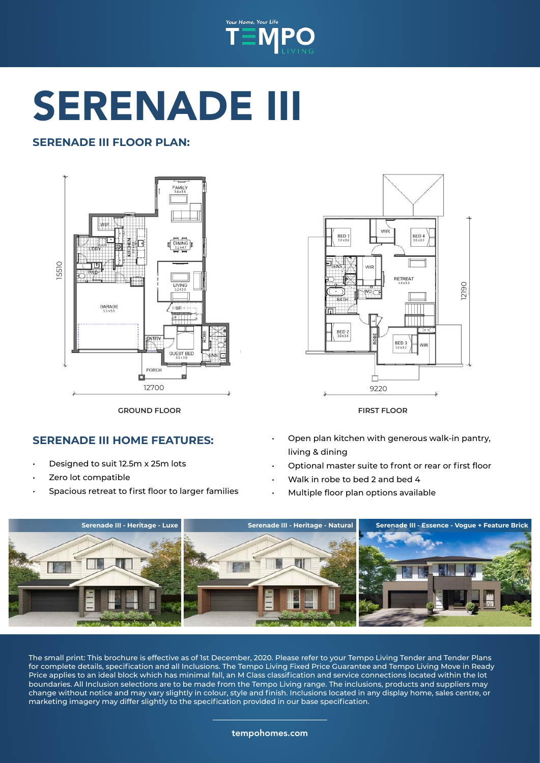Your Home, Your Life

TEMPO LIVING

# SERENADE III

## SERENADE III FLOOR PLAN:

GROUND FLOOR

FIRST FLOOR

## SERENADE III HOME FEATURES:

- Designed to suit 12.5m x 25m lots
- Zero lot compatible
- Spacious retreat to first floor to larger families
- Open plan kitchen with generous walk-in pantry, living & dining
- Optional master suite to front or rear or first floor
- Walk in robe to bed 2 and bed 4
- Multiple floor plan options available

Serenade III - Heritage - Luxe

Serenade III - Heritage - Natural

Serenade III - Essence - Vogue + Feature Brick

The small print: This brochure is effective as of 1st December, 2020. Please refer to your Tempo Living Tender and Tender Plans for complete details, specification and all Inclusions. The Tempo Living Fixed Price Guarantee and Tempo Living Move in Ready Price applies to an ideal block which has minimal fall, an M Class classification and service connections located within the lot boundaries. All Inclusion selections are to be made from the Tempo Living range. The inclusions, products and suppliers may change without notice and may vary slightly in colour, style and finish. Inclusions located in any display home, sales centre, or marketing imagery may differ slightly to the specification provided in our base specification.

tempohomes.com